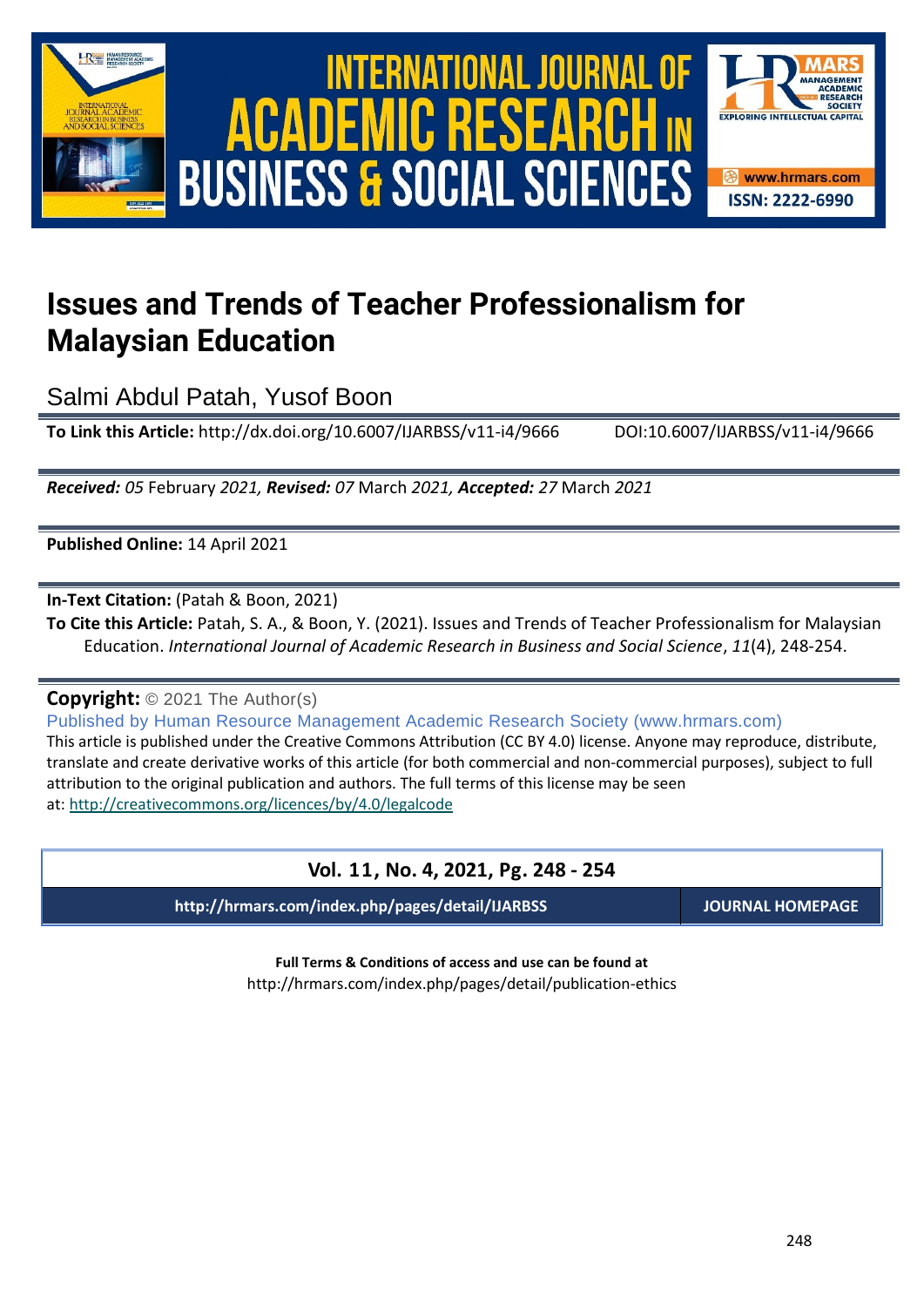# Issues and Trends of Teacher Professionalism for Malaysian Education

Salmi Abdul Patah, Yusof Boon

**To Link this Article:** http://dx.doi.org/10.6007/IJARBSS/v11-i4/9666 DOI:10.6007/IJARBSS/v11-i4/9666

***Received:** 05* February *2021, **Revised:** 07* March *2021, **Accepted:** 27* March *2021*

**Published Online:** 14 April 2021

**In-Text Citation:** (Patah & Boon, 2021)

**To Cite this Article:** Patah, S. A., & Boon, Y. (2021). Issues and Trends of Teacher Professionalism for Malaysian Education. *International Journal of Academic Research in Business and Social Science*, *11*(4), 248-254.

**Copyright:** © 2021 The Author(s)

Published by Human Resource Management Academic Research Society (www.hrmars.com)

This article is published under the Creative Commons Attribution (CC BY 4.0) license. Anyone may reproduce, distribute, translate and create derivative works of this article (for both commercial and non-commercial purposes), subject to full attribution to the original publication and authors. The full terms of this license may be seen at: http://creativecommons.org/licences/by/4.0/legalcode

**Vol. 11, No. 4, 2021, Pg. 248 - 254**

**http://hrmars.com/index.php/pages/detail/IJARBSS** **JOURNAL HOMEPAGE**

**Full Terms & Conditions of access and use can be found at**

http://hrmars.com/index.php/pages/detail/publication-ethics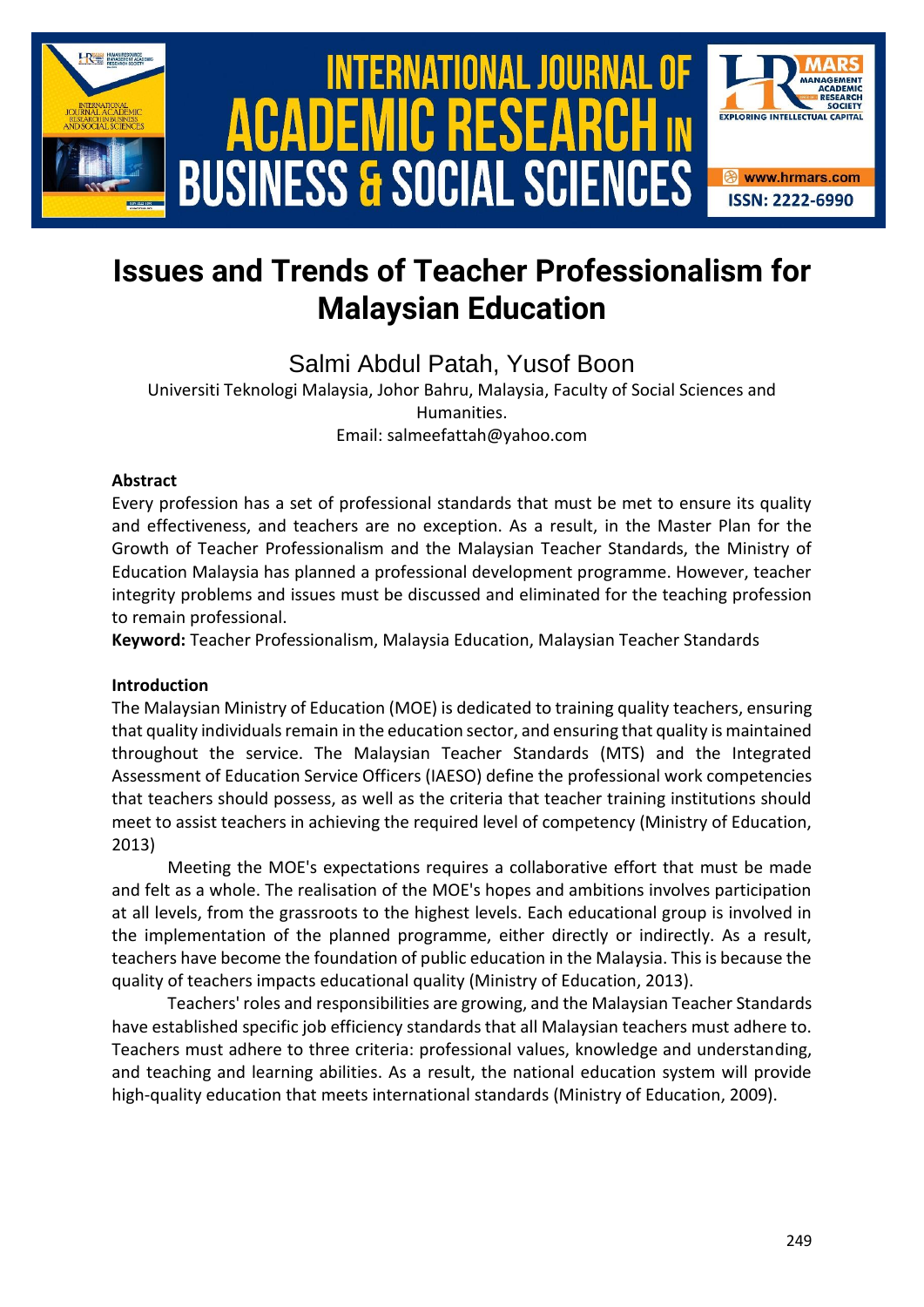# Issues and Trends of Teacher Professionalism for Malaysian Education

Salmi Abdul Patah, Yusof Boon

Universiti Teknologi Malaysia, Johor Bahru, Malaysia, Faculty of Social Sciences and Humanities.

Email: salmeefattah@yahoo.com

### Abstract

Every profession has a set of professional standards that must be met to ensure its quality and effectiveness, and teachers are no exception. As a result, in the Master Plan for the Growth of Teacher Professionalism and the Malaysian Teacher Standards, the Ministry of Education Malaysia has planned a professional development programme. However, teacher integrity problems and issues must be discussed and eliminated for the teaching profession to remain professional.

**Keyword:** Teacher Professionalism, Malaysia Education, Malaysian Teacher Standards

### Introduction

The Malaysian Ministry of Education (MOE) is dedicated to training quality teachers, ensuring that quality individuals remain in the education sector, and ensuring that quality is maintained throughout the service. The Malaysian Teacher Standards (MTS) and the Integrated Assessment of Education Service Officers (IAESO) define the professional work competencies that teachers should possess, as well as the criteria that teacher training institutions should meet to assist teachers in achieving the required level of competency (Ministry of Education, 2013)

Meeting the MOE's expectations requires a collaborative effort that must be made and felt as a whole. The realisation of the MOE's hopes and ambitions involves participation at all levels, from the grassroots to the highest levels. Each educational group is involved in the implementation of the planned programme, either directly or indirectly. As a result, teachers have become the foundation of public education in the Malaysia. This is because the quality of teachers impacts educational quality (Ministry of Education, 2013).

Teachers' roles and responsibilities are growing, and the Malaysian Teacher Standards have established specific job efficiency standards that all Malaysian teachers must adhere to. Teachers must adhere to three criteria: professional values, knowledge and understanding, and teaching and learning abilities. As a result, the national education system will provide high-quality education that meets international standards (Ministry of Education, 2009).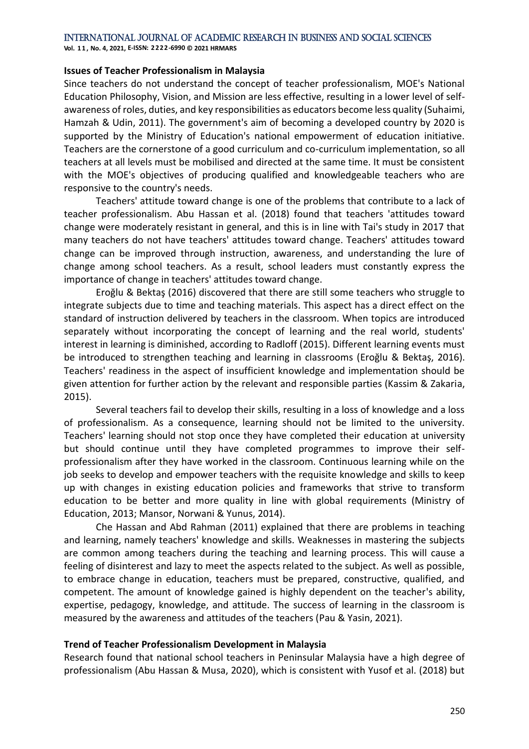### Issues of Teacher Professionalism in Malaysia

Since teachers do not understand the concept of teacher professionalism, MOE's National Education Philosophy, Vision, and Mission are less effective, resulting in a lower level of self-awareness of roles, duties, and key responsibilities as educators become less quality (Suhaimi, Hamzah & Udin, 2011). The government's aim of becoming a developed country by 2020 is supported by the Ministry of Education's national empowerment of education initiative. Teachers are the cornerstone of a good curriculum and co-curriculum implementation, so all teachers at all levels must be mobilised and directed at the same time. It must be consistent with the MOE's objectives of producing qualified and knowledgeable teachers who are responsive to the country's needs.

Teachers' attitude toward change is one of the problems that contribute to a lack of teacher professionalism. Abu Hassan et al. (2018) found that teachers 'attitudes toward change were moderately resistant in general, and this is in line with Tai's study in 2017 that many teachers do not have teachers' attitudes toward change. Teachers' attitudes toward change can be improved through instruction, awareness, and understanding the lure of change among school teachers. As a result, school leaders must constantly express the importance of change in teachers' attitudes toward change.

Eroğlu & Bektaş (2016) discovered that there are still some teachers who struggle to integrate subjects due to time and teaching materials. This aspect has a direct effect on the standard of instruction delivered by teachers in the classroom. When topics are introduced separately without incorporating the concept of learning and the real world, students' interest in learning is diminished, according to Radloff (2015). Different learning events must be introduced to strengthen teaching and learning in classrooms (Eroğlu & Bektaş, 2016). Teachers' readiness in the aspect of insufficient knowledge and implementation should be given attention for further action by the relevant and responsible parties (Kassim & Zakaria, 2015).

Several teachers fail to develop their skills, resulting in a loss of knowledge and a loss of professionalism. As a consequence, learning should not be limited to the university. Teachers' learning should not stop once they have completed their education at university but should continue until they have completed programmes to improve their self-professionalism after they have worked in the classroom. Continuous learning while on the job seeks to develop and empower teachers with the requisite knowledge and skills to keep up with changes in existing education policies and frameworks that strive to transform education to be better and more quality in line with global requirements (Ministry of Education, 2013; Mansor, Norwani & Yunus, 2014).

Che Hassan and Abd Rahman (2011) explained that there are problems in teaching and learning, namely teachers' knowledge and skills. Weaknesses in mastering the subjects are common among teachers during the teaching and learning process. This will cause a feeling of disinterest and lazy to meet the aspects related to the subject. As well as possible, to embrace change in education, teachers must be prepared, constructive, qualified, and competent. The amount of knowledge gained is highly dependent on the teacher's ability, expertise, pedagogy, knowledge, and attitude. The success of learning in the classroom is measured by the awareness and attitudes of the teachers (Pau & Yasin, 2021).

### Trend of Teacher Professionalism Development in Malaysia

Research found that national school teachers in Peninsular Malaysia have a high degree of professionalism (Abu Hassan & Musa, 2020), which is consistent with Yusof et al. (2018) but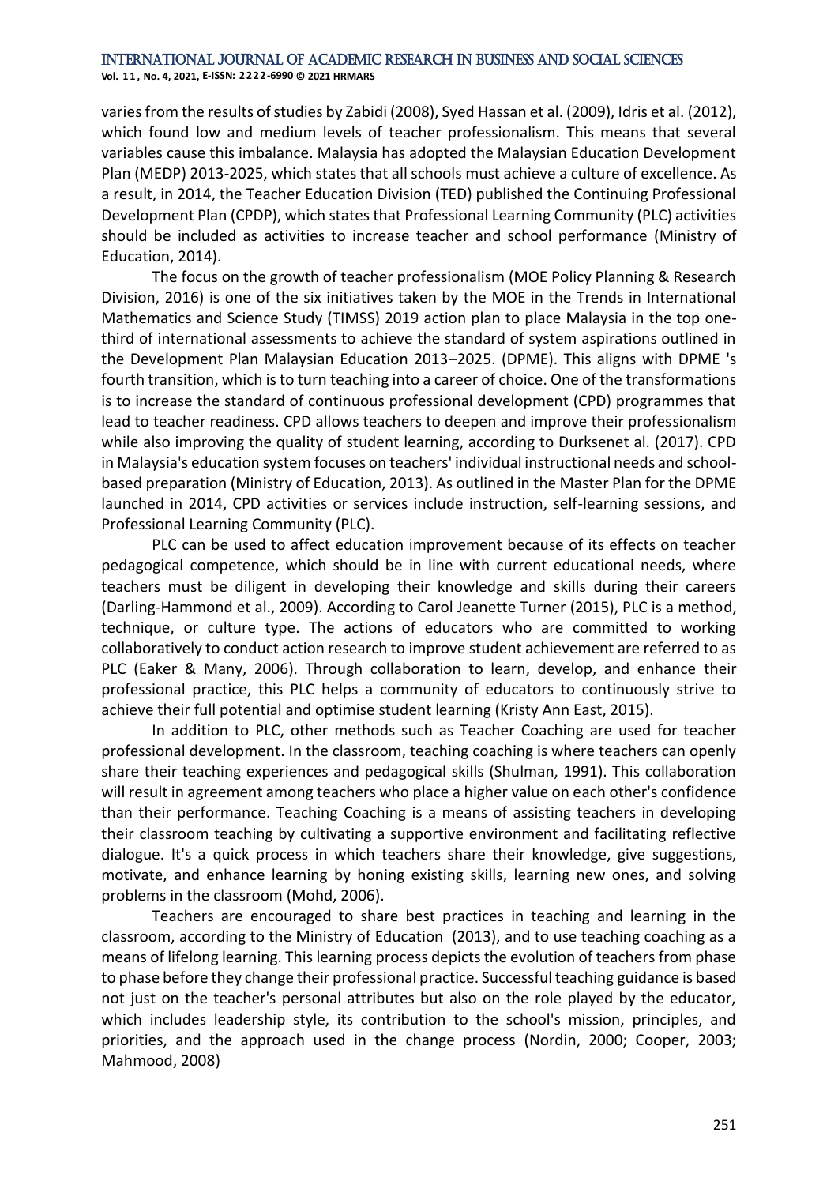varies from the results of studies by Zabidi (2008), Syed Hassan et al. (2009), Idris et al. (2012), which found low and medium levels of teacher professionalism. This means that several variables cause this imbalance. Malaysia has adopted the Malaysian Education Development Plan (MEDP) 2013-2025, which states that all schools must achieve a culture of excellence. As a result, in 2014, the Teacher Education Division (TED) published the Continuing Professional Development Plan (CPDP), which states that Professional Learning Community (PLC) activities should be included as activities to increase teacher and school performance (Ministry of Education, 2014).

The focus on the growth of teacher professionalism (MOE Policy Planning & Research Division, 2016) is one of the six initiatives taken by the MOE in the Trends in International Mathematics and Science Study (TIMSS) 2019 action plan to place Malaysia in the top one-third of international assessments to achieve the standard of system aspirations outlined in the Development Plan Malaysian Education 2013–2025. (DPME). This aligns with DPME 's fourth transition, which is to turn teaching into a career of choice. One of the transformations is to increase the standard of continuous professional development (CPD) programmes that lead to teacher readiness. CPD allows teachers to deepen and improve their professionalism while also improving the quality of student learning, according to Durksenet al. (2017). CPD in Malaysia's education system focuses on teachers' individual instructional needs and school-based preparation (Ministry of Education, 2013). As outlined in the Master Plan for the DPME launched in 2014, CPD activities or services include instruction, self-learning sessions, and Professional Learning Community (PLC).

PLC can be used to affect education improvement because of its effects on teacher pedagogical competence, which should be in line with current educational needs, where teachers must be diligent in developing their knowledge and skills during their careers (Darling-Hammond et al., 2009). According to Carol Jeanette Turner (2015), PLC is a method, technique, or culture type. The actions of educators who are committed to working collaboratively to conduct action research to improve student achievement are referred to as PLC (Eaker & Many, 2006). Through collaboration to learn, develop, and enhance their professional practice, this PLC helps a community of educators to continuously strive to achieve their full potential and optimise student learning (Kristy Ann East, 2015).

In addition to PLC, other methods such as Teacher Coaching are used for teacher professional development. In the classroom, teaching coaching is where teachers can openly share their teaching experiences and pedagogical skills (Shulman, 1991). This collaboration will result in agreement among teachers who place a higher value on each other's confidence than their performance. Teaching Coaching is a means of assisting teachers in developing their classroom teaching by cultivating a supportive environment and facilitating reflective dialogue. It's a quick process in which teachers share their knowledge, give suggestions, motivate, and enhance learning by honing existing skills, learning new ones, and solving problems in the classroom (Mohd, 2006).

Teachers are encouraged to share best practices in teaching and learning in the classroom, according to the Ministry of Education (2013), and to use teaching coaching as a means of lifelong learning. This learning process depicts the evolution of teachers from phase to phase before they change their professional practice. Successful teaching guidance is based not just on the teacher's personal attributes but also on the role played by the educator, which includes leadership style, its contribution to the school's mission, principles, and priorities, and the approach used in the change process (Nordin, 2000; Cooper, 2003; Mahmood, 2008)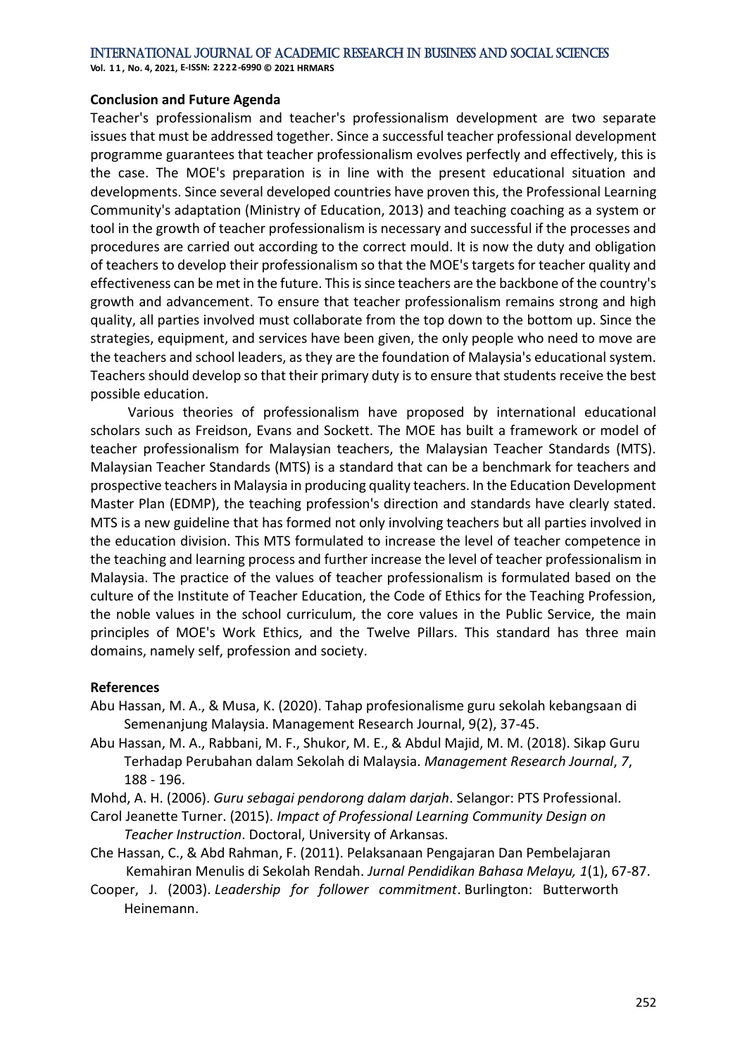## Conclusion and Future Agenda

Teacher's professionalism and teacher's professionalism development are two separate issues that must be addressed together. Since a successful teacher professional development programme guarantees that teacher professionalism evolves perfectly and effectively, this is the case. The MOE's preparation is in line with the present educational situation and developments. Since several developed countries have proven this, the Professional Learning Community's adaptation (Ministry of Education, 2013) and teaching coaching as a system or tool in the growth of teacher professionalism is necessary and successful if the processes and procedures are carried out according to the correct mould. It is now the duty and obligation of teachers to develop their professionalism so that the MOE's targets for teacher quality and effectiveness can be met in the future. This is since teachers are the backbone of the country's growth and advancement. To ensure that teacher professionalism remains strong and high quality, all parties involved must collaborate from the top down to the bottom up. Since the strategies, equipment, and services have been given, the only people who need to move are the teachers and school leaders, as they are the foundation of Malaysia's educational system. Teachers should develop so that their primary duty is to ensure that students receive the best possible education.

Various theories of professionalism have proposed by international educational scholars such as Freidson, Evans and Sockett. The MOE has built a framework or model of teacher professionalism for Malaysian teachers, the Malaysian Teacher Standards (MTS). Malaysian Teacher Standards (MTS) is a standard that can be a benchmark for teachers and prospective teachers in Malaysia in producing quality teachers. In the Education Development Master Plan (EDMP), the teaching profession's direction and standards have clearly stated. MTS is a new guideline that has formed not only involving teachers but all parties involved in the education division. This MTS formulated to increase the level of teacher competence in the teaching and learning process and further increase the level of teacher professionalism in Malaysia. The practice of the values of teacher professionalism is formulated based on the culture of the Institute of Teacher Education, the Code of Ethics for the Teaching Profession, the noble values in the school curriculum, the core values in the Public Service, the main principles of MOE's Work Ethics, and the Twelve Pillars. This standard has three main domains, namely self, profession and society.

## References

Abu Hassan, M. A., & Musa, K. (2020). Tahap profesionalisme guru sekolah kebangsaan di Semenanjung Malaysia. Management Research Journal, 9(2), 37-45.

Abu Hassan, M. A., Rabbani, M. F., Shukor, M. E., & Abdul Majid, M. M. (2018). Sikap Guru Terhadap Perubahan dalam Sekolah di Malaysia. *Management Research Journal*, *7*, 188 - 196.

Mohd, A. H. (2006). *Guru sebagai pendorong dalam darjah*. Selangor: PTS Professional.

Carol Jeanette Turner. (2015). *Impact of Professional Learning Community Design on Teacher Instruction*. Doctoral, University of Arkansas.

Che Hassan, C., & Abd Rahman, F. (2011). Pelaksanaan Pengajaran Dan Pembelajaran Kemahiran Menulis di Sekolah Rendah. *Jurnal Pendidikan Bahasa Melayu, 1*(1), 67-87.

Cooper, J. (2003). *Leadership for follower commitment*. Burlington: Butterworth Heinemann.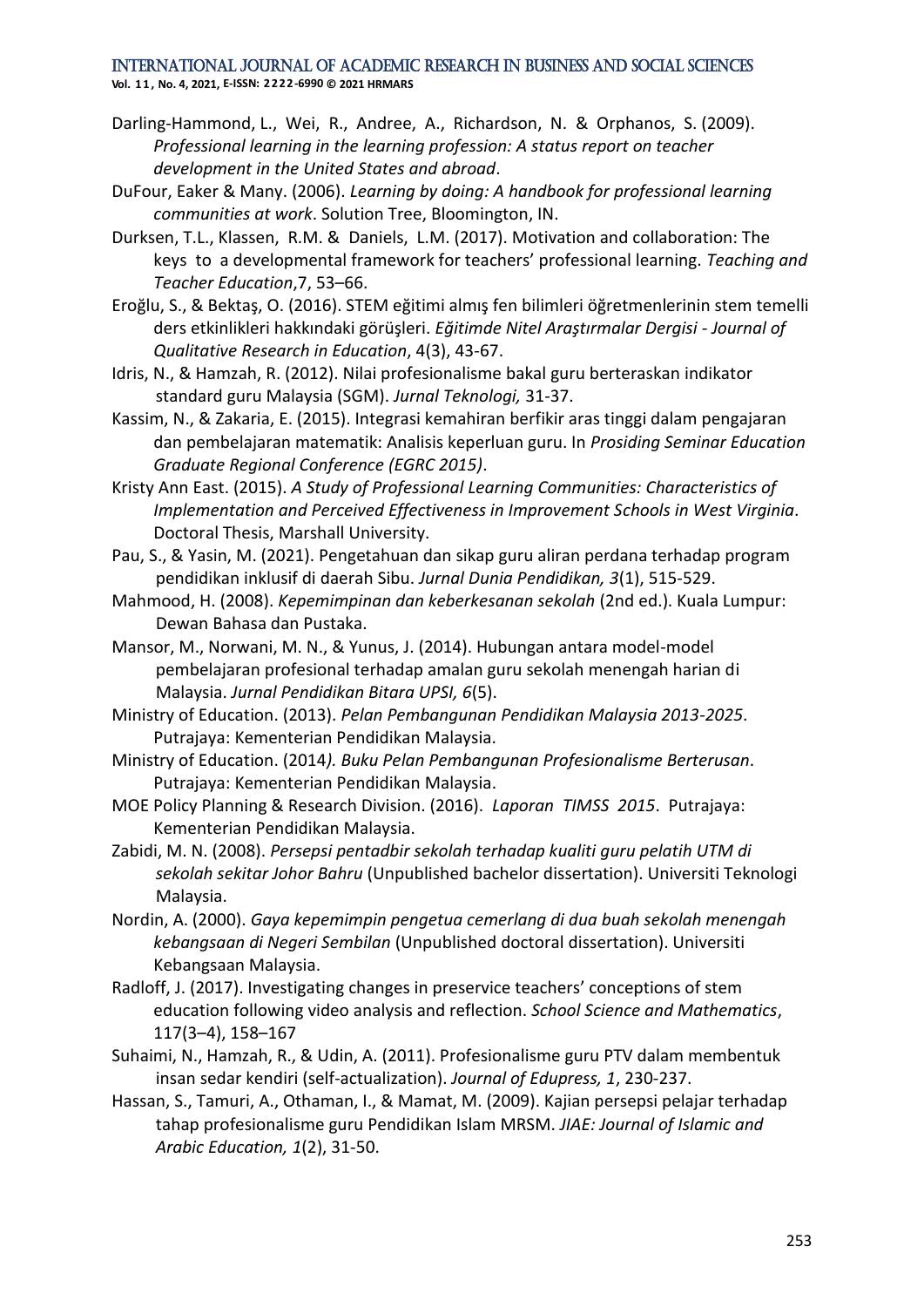Darling-Hammond, L., Wei, R., Andree, A., Richardson, N. & Orphanos, S. (2009). *Professional learning in the learning profession: A status report on teacher development in the United States and abroad*.

DuFour, Eaker & Many. (2006). *Learning by doing: A handbook for professional learning communities at work*. Solution Tree, Bloomington, IN.

Durksen, T.L., Klassen, R.M. & Daniels, L.M. (2017). Motivation and collaboration: The keys to a developmental framework for teachers' professional learning. *Teaching and Teacher Education*,7, 53–66.

Eroğlu, S., & Bektaş, O. (2016). STEM eğitimi almış fen bilimleri öğretmenlerinin stem temelli ders etkinlikleri hakkındaki görüşleri. *Eğitimde Nitel Araştırmalar Dergisi - Journal of Qualitative Research in Education*, 4(3), 43-67.

Idris, N., & Hamzah, R. (2012). Nilai profesionalisme bakal guru berteraskan indikator standard guru Malaysia (SGM). *Jurnal Teknologi,* 31-37.

Kassim, N., & Zakaria, E. (2015). Integrasi kemahiran berfikir aras tinggi dalam pengajaran dan pembelajaran matematik: Analisis keperluan guru. In *Prosiding Seminar Education Graduate Regional Conference (EGRC 2015)*.

Kristy Ann East. (2015). *A Study of Professional Learning Communities: Characteristics of Implementation and Perceived Effectiveness in Improvement Schools in West Virginia*. Doctoral Thesis, Marshall University.

Pau, S., & Yasin, M. (2021). Pengetahuan dan sikap guru aliran perdana terhadap program pendidikan inklusif di daerah Sibu. *Jurnal Dunia Pendidikan, 3*(1), 515-529.

Mahmood, H. (2008). *Kepemimpinan dan keberkesanan sekolah* (2nd ed.). Kuala Lumpur: Dewan Bahasa dan Pustaka.

Mansor, M., Norwani, M. N., & Yunus, J. (2014). Hubungan antara model-model pembelajaran profesional terhadap amalan guru sekolah menengah harian di Malaysia. *Jurnal Pendidikan Bitara UPSI, 6*(5).

Ministry of Education. (2013). *Pelan Pembangunan Pendidikan Malaysia 2013-2025*. Putrajaya: Kementerian Pendidikan Malaysia.

Ministry of Education. (2014*). Buku Pelan Pembangunan Profesionalisme Berterusan*. Putrajaya: Kementerian Pendidikan Malaysia.

MOE Policy Planning & Research Division. (2016). *Laporan TIMSS 2015*. Putrajaya: Kementerian Pendidikan Malaysia.

Zabidi, M. N. (2008). *Persepsi pentadbir sekolah terhadap kualiti guru pelatih UTM di sekolah sekitar Johor Bahru* (Unpublished bachelor dissertation). Universiti Teknologi Malaysia.

Nordin, A. (2000). *Gaya kepemimpin pengetua cemerlang di dua buah sekolah menengah kebangsaan di Negeri Sembilan* (Unpublished doctoral dissertation). Universiti Kebangsaan Malaysia.

Radloff, J. (2017). Investigating changes in preservice teachers' conceptions of stem education following video analysis and reflection. *School Science and Mathematics*, 117(3–4), 158–167

Suhaimi, N., Hamzah, R., & Udin, A. (2011). Profesionalisme guru PTV dalam membentuk insan sedar kendiri (self-actualization). *Journal of Edupress, 1*, 230-237.

Hassan, S., Tamuri, A., Othaman, I., & Mamat, M. (2009). Kajian persepsi pelajar terhadap tahap profesionalisme guru Pendidikan Islam MRSM. *JIAE: Journal of Islamic and Arabic Education, 1*(2), 31-50.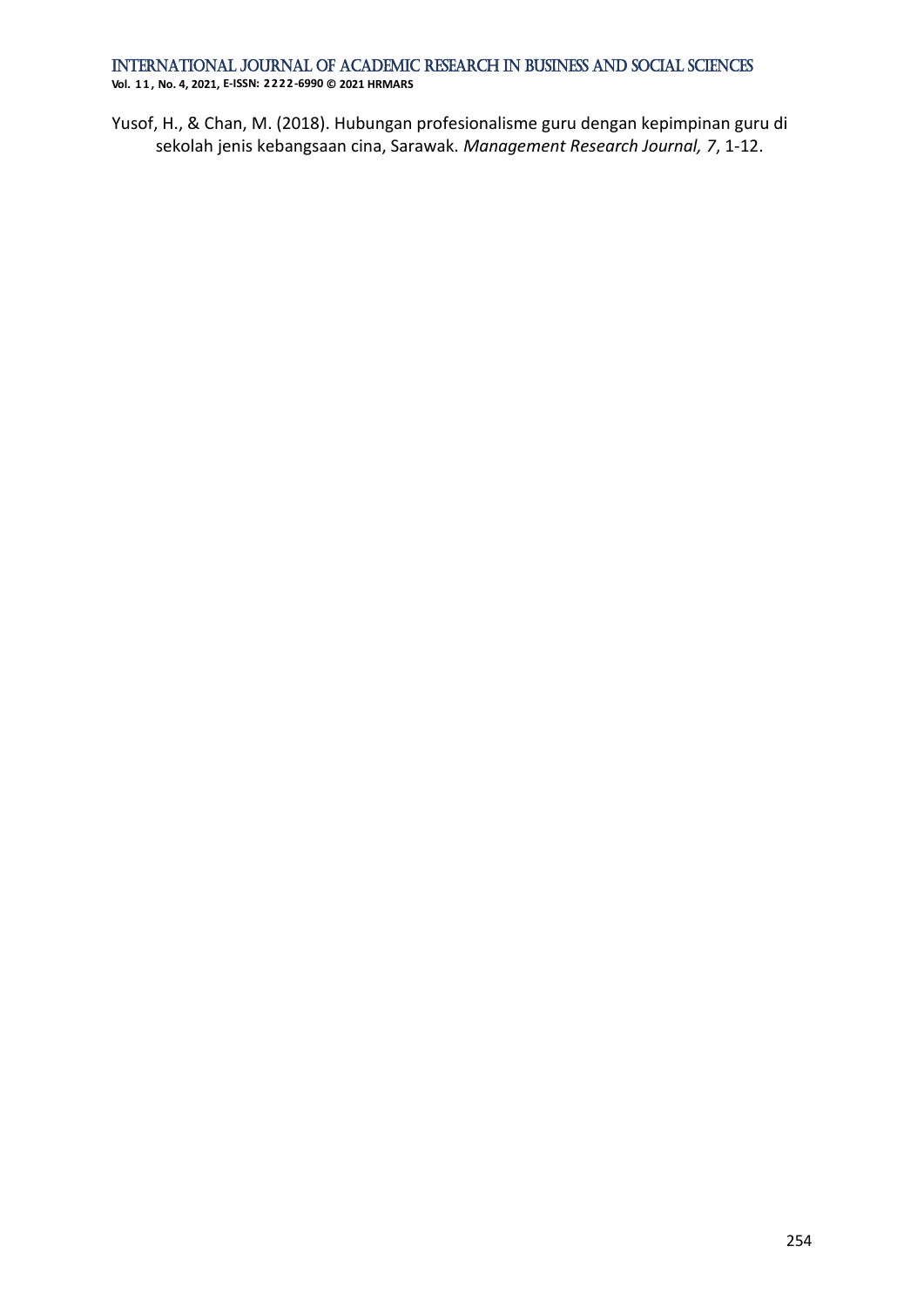Yusof, H., & Chan, M. (2018). Hubungan profesionalisme guru dengan kepimpinan guru di sekolah jenis kebangsaan cina, Sarawak. *Management Research Journal, 7*, 1-12.